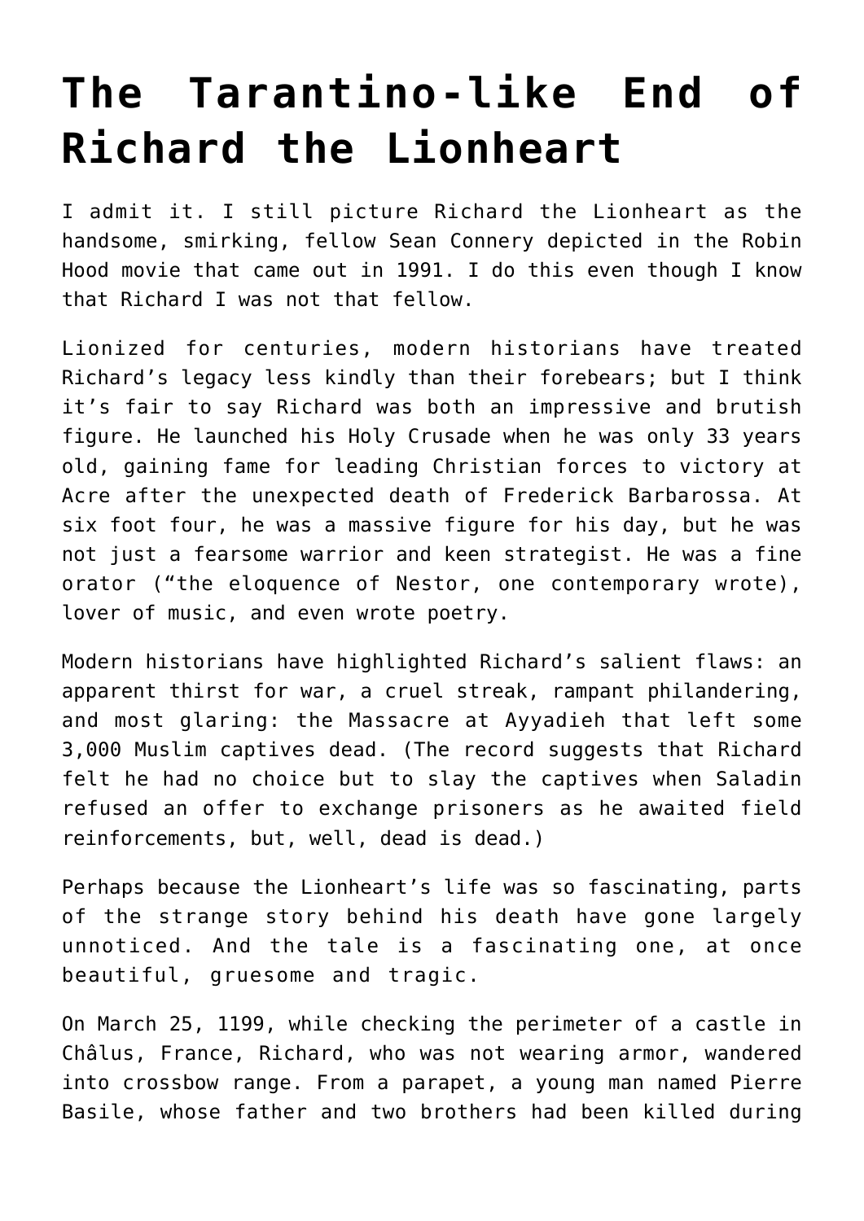# The Tarantino-like End of Richard the Lionheart

I admit it. I still picture Richard the Lionheart as the handsome, smirking, fellow Sean Connery depicted in the Robin Hood movie that came out in 1991. I do this even though I know that Richard I was not that fellow.

Lionized for centuries, modern historians have treated Richard's legacy less kindly than their forebears; but I think it's fair to say Richard was both an impressive and brutish figure. He launched his Holy Crusade when he was only 33 years old, gaining fame for leading Christian forces to victory at Acre after the unexpected death of Frederick Barbarossa. At six foot four, he was a massive figure for his day, but he was not just a fearsome warrior and keen strategist. He was a fine orator ("the eloquence of Nestor, one contemporary wrote), lover of music, and even wrote poetry.

Modern historians have highlighted Richard's salient flaws: an apparent thirst for war, a cruel streak, rampant philandering, and most glaring: the Massacre at Ayyadieh that left some 3,000 Muslim captives dead. (The record suggests that Richard felt he had no choice but to slay the captives when Saladin refused an offer to exchange prisoners as he awaited field reinforcements, but, well, dead is dead.)

Perhaps because the Lionheart's life was so fascinating, parts of the strange story behind his death have gone largely unnoticed. And the tale is a fascinating one, at once beautiful, gruesome and tragic.

On March 25, 1199, while checking the perimeter of a castle in Châlus, France, Richard, who was not wearing armor, wandered into crossbow range. From a parapet, a young man named Pierre Basile, whose father and two brothers had been killed during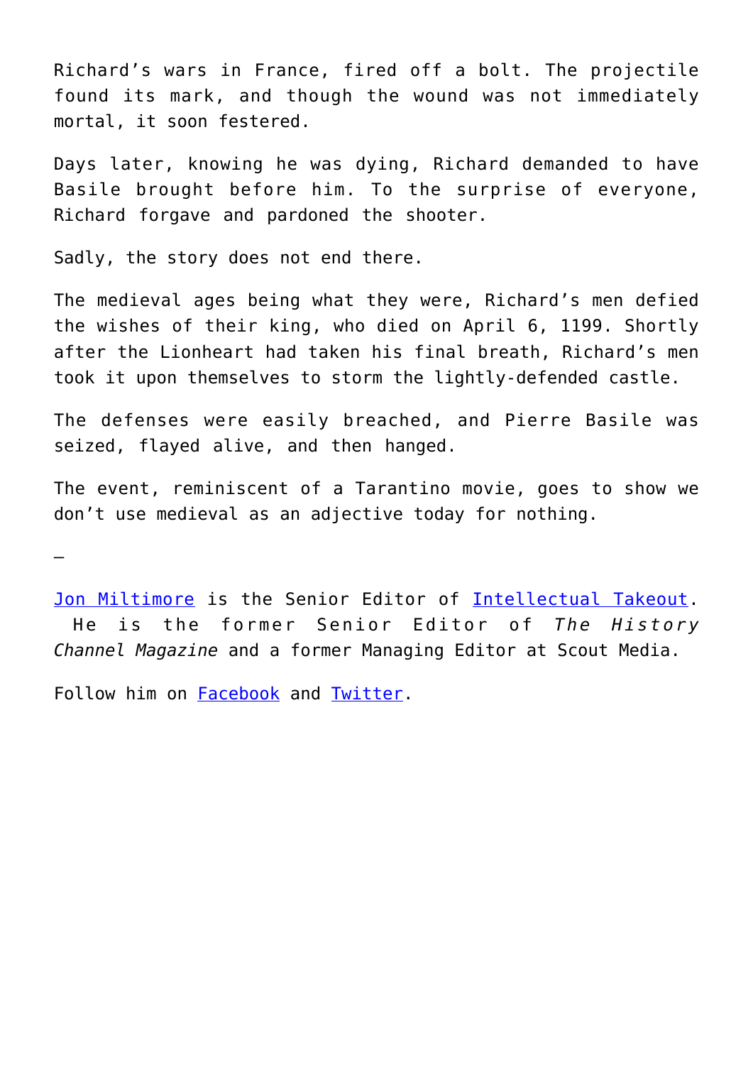Richard's wars in France, fired off a bolt. The projectile found its mark, and though the wound was not immediately mortal, it soon festered.

Days later, knowing he was dying, Richard demanded to have Basile brought before him. To the surprise of everyone, Richard forgave and pardoned the shooter.

Sadly, the story does not end there.

The medieval ages being what they were, Richard's men defied the wishes of their king, who died on April 6, 1199. Shortly after the Lionheart had taken his final breath, Richard's men took it upon themselves to storm the lightly-defended castle.

The defenses were easily breached, and Pierre Basile was seized, flayed alive, and then hanged.

The event, reminiscent of a Tarantino movie, goes to show we don't use medieval as an adjective today for nothing.

—

Jon Miltimore is the Senior Editor of Intellectual Takeout. He is the former Senior Editor of *The History Channel Magazine* and a former Managing Editor at Scout Media.

Follow him on Facebook and Twitter.